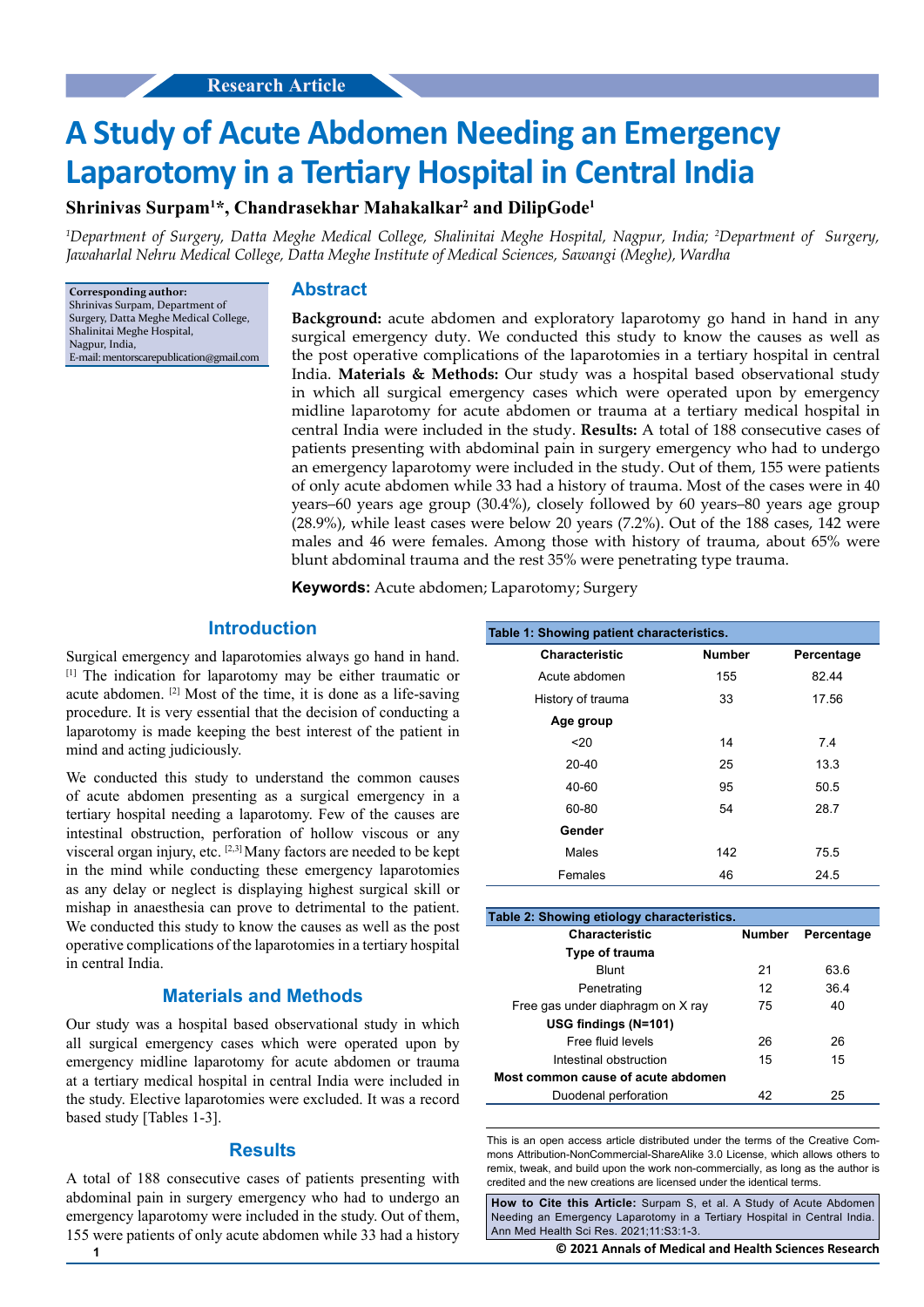Research Article

# A Study of Acute Abdomen Needing an Emergency Laparotomy in a Tertiary Hospital in Central India

**Shrinivas Surpam[1]*, Chandrasekhar Mahakalkar[2] and DilipGode[1]**

*[1]Department of Surgery, Datta Meghe Medical College, Shalinitai Meghe Hospital, Nagpur, India; [2]Department of Surgery, Jawaharlal Nehru Medical College, Datta Meghe Institute of Medical Sciences, Sawangi (Meghe), Wardha*

**Corresponding author:**
Shrinivas Surpam, Department of Surgery, Datta Meghe Medical College, Shalinitai Meghe Hospital, Nagpur, India,
E-mail: mentorscarepublication@gmail.com

## Abstract

**Background:** acute abdomen and exploratory laparotomy go hand in hand in any surgical emergency duty. We conducted this study to know the causes as well as the post operative complications of the laparotomies in a tertiary hospital in central India. **Materials & Methods:** Our study was a hospital based observational study in which all surgical emergency cases which were operated upon by emergency midline laparotomy for acute abdomen or trauma at a tertiary medical hospital in central India were included in the study. **Results:** A total of 188 consecutive cases of patients presenting with abdominal pain in surgery emergency who had to undergo an emergency laparotomy were included in the study. Out of them, 155 were patients of only acute abdomen while 33 had a history of trauma. Most of the cases were in 40 years–60 years age group (30.4%), closely followed by 60 years–80 years age group (28.9%), while least cases were below 20 years (7.2%). Out of the 188 cases, 142 were males and 46 were females. Among those with history of trauma, about 65% were blunt abdominal trauma and the rest 35% were penetrating type trauma.

**Keywords:** Acute abdomen; Laparotomy; Surgery

## Introduction

Surgical emergency and laparotomies always go hand in hand.[1] The indication for laparotomy may be either traumatic or acute abdomen. [2] Most of the time, it is done as a life-saving procedure. It is very essential that the decision of conducting a laparotomy is made keeping the best interest of the patient in mind and acting judiciously.

We conducted this study to understand the common causes of acute abdomen presenting as a surgical emergency in a tertiary hospital needing a laparotomy. Few of the causes are intestinal obstruction, perforation of hollow viscous or any visceral organ injury, etc. [2,3] Many factors are needed to be kept in the mind while conducting these emergency laparotomies as any delay or neglect is displaying highest surgical skill or mishap in anaesthesia can prove to detrimental to the patient. We conducted this study to know the causes as well as the post operative complications of the laparotomies in a tertiary hospital in central India.

## Materials and Methods

Our study was a hospital based observational study in which all surgical emergency cases which were operated upon by emergency midline laparotomy for acute abdomen or trauma at a tertiary medical hospital in central India were included in the study. Elective laparotomies were excluded. It was a record based study [Tables 1-3].

## Results

A total of 188 consecutive cases of patients presenting with abdominal pain in surgery emergency who had to undergo an emergency laparotomy were included in the study. Out of them, 155 were patients of only acute abdomen while 33 had a history

**Table 1: Showing patient characteristics.**

| Characteristic | Number | Percentage |
|---|---|---|
| Acute abdomen | 155 | 82.44 |
| History of trauma | 33 | 17.56 |
| **Age group** | | |
| <20 | 14 | 7.4 |
| 20-40 | 25 | 13.3 |
| 40-60 | 95 | 50.5 |
| 60-80 | 54 | 28.7 |
| **Gender** | | |
| Males | 142 | 75.5 |
| Females | 46 | 24.5 |

**Table 2: Showing etiology characteristics.**

| Characteristic | Number | Percentage |
|---|---|---|
| **Type of trauma** | | |
| Blunt | 21 | 63.6 |
| Penetrating | 12 | 36.4 |
| Free gas under diaphragm on X ray | 75 | 40 |
| **USG findings (N=101)** | | |
| Free fluid levels | 26 | 26 |
| Intestinal obstruction | 15 | 15 |
| **Most common cause of acute abdomen** | | |
| Duodenal perforation | 42 | 25 |

This is an open access article distributed under the terms of the Creative Commons Attribution-NonCommercial-ShareAlike 3.0 License, which allows others to remix, tweak, and build upon the work non-commercially, as long as the author is credited and the new creations are licensed under the identical terms.

**How to Cite this Article:** Surpam S, et al. A Study of Acute Abdomen Needing an Emergency Laparotomy in a Tertiary Hospital in Central India. Ann Med Health Sci Res. 2021;11:S3:1-3.

© 2021 Annals of Medical and Health Sciences Research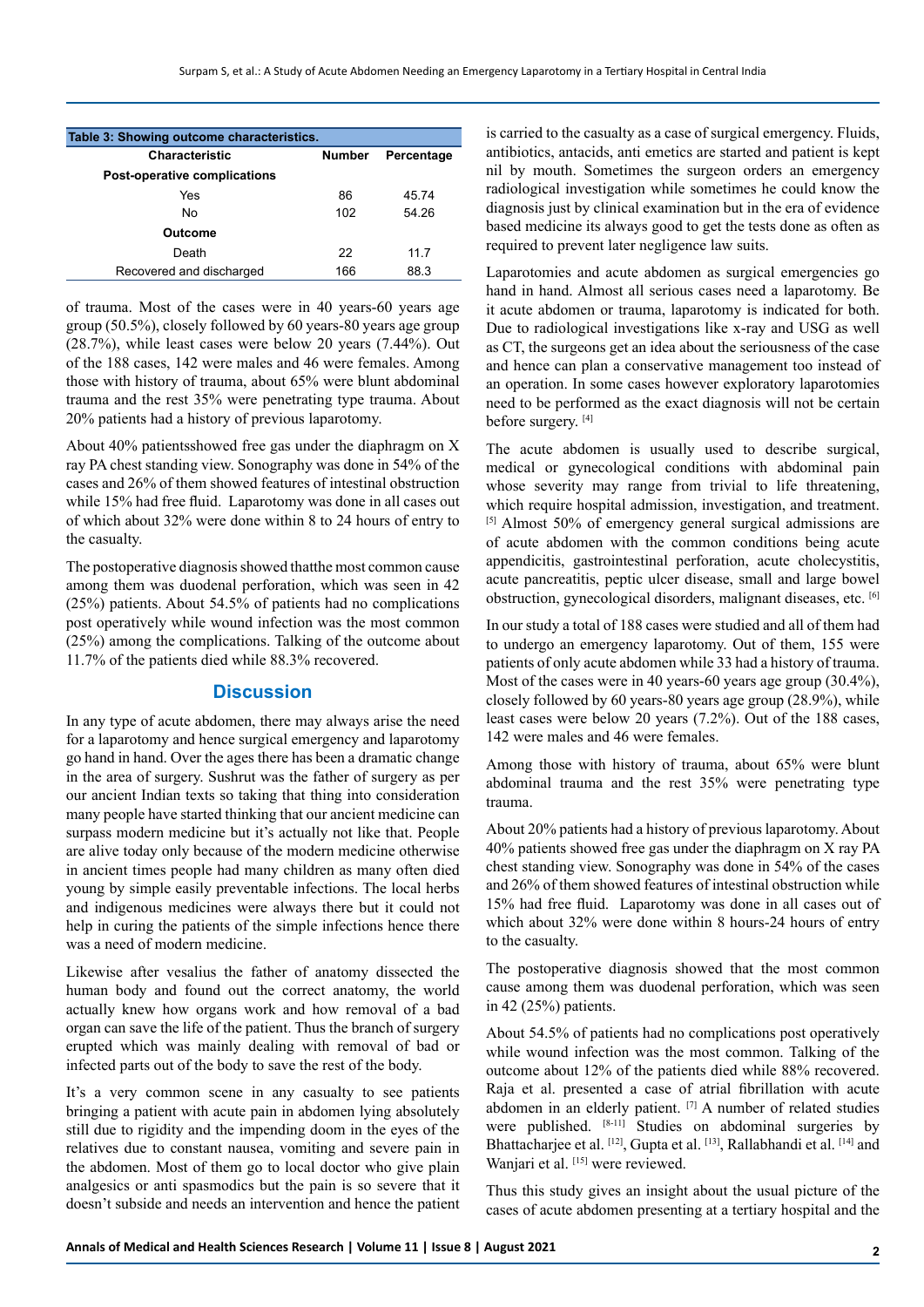**Table 3: Showing outcome characteristics.**

| Characteristic | Number | Percentage |
|---|---|---|
| **Post-operative complications** | | |
| Yes | 86 | 45.74 |
| No | 102 | 54.26 |
| **Outcome** | | |
| Death | 22 | 11.7 |
| Recovered and discharged | 166 | 88.3 |

of trauma. Most of the cases were in 40 years-60 years age group (50.5%), closely followed by 60 years-80 years age group (28.7%), while least cases were below 20 years (7.44%). Out of the 188 cases, 142 were males and 46 were females. Among those with history of trauma, about 65% were blunt abdominal trauma and the rest 35% were penetrating type trauma. About 20% patients had a history of previous laparotomy.

About 40% patientsshowed free gas under the diaphragm on X ray PA chest standing view. Sonography was done in 54% of the cases and 26% of them showed features of intestinal obstruction while 15% had free fluid. Laparotomy was done in all cases out of which about 32% were done within 8 to 24 hours of entry to the casualty.

The postoperative diagnosis showed thatthe most common cause among them was duodenal perforation, which was seen in 42 (25%) patients. About 54.5% of patients had no complications post operatively while wound infection was the most common (25%) among the complications. Talking of the outcome about 11.7% of the patients died while 88.3% recovered.

## Discussion

In any type of acute abdomen, there may always arise the need for a laparotomy and hence surgical emergency and laparotomy go hand in hand. Over the ages there has been a dramatic change in the area of surgery. Sushrut was the father of surgery as per our ancient Indian texts so taking that thing into consideration many people have started thinking that our ancient medicine can surpass modern medicine but it's actually not like that. People are alive today only because of the modern medicine otherwise in ancient times people had many children as many often died young by simple easily preventable infections. The local herbs and indigenous medicines were always there but it could not help in curing the patients of the simple infections hence there was a need of modern medicine.

Likewise after vesalius the father of anatomy dissected the human body and found out the correct anatomy, the world actually knew how organs work and how removal of a bad organ can save the life of the patient. Thus the branch of surgery erupted which was mainly dealing with removal of bad or infected parts out of the body to save the rest of the body.

It's a very common scene in any casualty to see patients bringing a patient with acute pain in abdomen lying absolutely still due to rigidity and the impending doom in the eyes of the relatives due to constant nausea, vomiting and severe pain in the abdomen. Most of them go to local doctor who give plain analgesics or anti spasmodics but the pain is so severe that it doesn't subside and needs an intervention and hence the patient is carried to the casualty as a case of surgical emergency. Fluids, antibiotics, antacids, anti emetics are started and patient is kept nil by mouth. Sometimes the surgeon orders an emergency radiological investigation while sometimes he could know the diagnosis just by clinical examination but in the era of evidence based medicine its always good to get the tests done as often as required to prevent later negligence law suits.

Laparotomies and acute abdomen as surgical emergencies go hand in hand. Almost all serious cases need a laparotomy. Be it acute abdomen or trauma, laparotomy is indicated for both. Due to radiological investigations like x-ray and USG as well as CT, the surgeons get an idea about the seriousness of the case and hence can plan a conservative management too instead of an operation. In some cases however exploratory laparotomies need to be performed as the exact diagnosis will not be certain before surgery. [4]

The acute abdomen is usually used to describe surgical, medical or gynecological conditions with abdominal pain whose severity may range from trivial to life threatening, which require hospital admission, investigation, and treatment. [5] Almost 50% of emergency general surgical admissions are of acute abdomen with the common conditions being acute appendicitis, gastrointestinal perforation, acute cholecystitis, acute pancreatitis, peptic ulcer disease, small and large bowel obstruction, gynecological disorders, malignant diseases, etc. [6]

In our study a total of 188 cases were studied and all of them had to undergo an emergency laparotomy. Out of them, 155 were patients of only acute abdomen while 33 had a history of trauma. Most of the cases were in 40 years-60 years age group (30.4%), closely followed by 60 years-80 years age group (28.9%), while least cases were below 20 years (7.2%). Out of the 188 cases, 142 were males and 46 were females.

Among those with history of trauma, about 65% were blunt abdominal trauma and the rest 35% were penetrating type trauma.

About 20% patients had a history of previous laparotomy. About 40% patients showed free gas under the diaphragm on X ray PA chest standing view. Sonography was done in 54% of the cases and 26% of them showed features of intestinal obstruction while 15% had free fluid. Laparotomy was done in all cases out of which about 32% were done within 8 hours-24 hours of entry to the casualty.

The postoperative diagnosis showed that the most common cause among them was duodenal perforation, which was seen in 42 (25%) patients.

About 54.5% of patients had no complications post operatively while wound infection was the most common. Talking of the outcome about 12% of the patients died while 88% recovered. Raja et al. presented a case of atrial fibrillation with acute abdomen in an elderly patient. [7] A number of related studies were published. [8-11] Studies on abdominal surgeries by Bhattacharjee et al. [12], Gupta et al. [13], Rallabhandi et al. [14] and Wanjari et al. [15] were reviewed.

Thus this study gives an insight about the usual picture of the cases of acute abdomen presenting at a tertiary hospital and the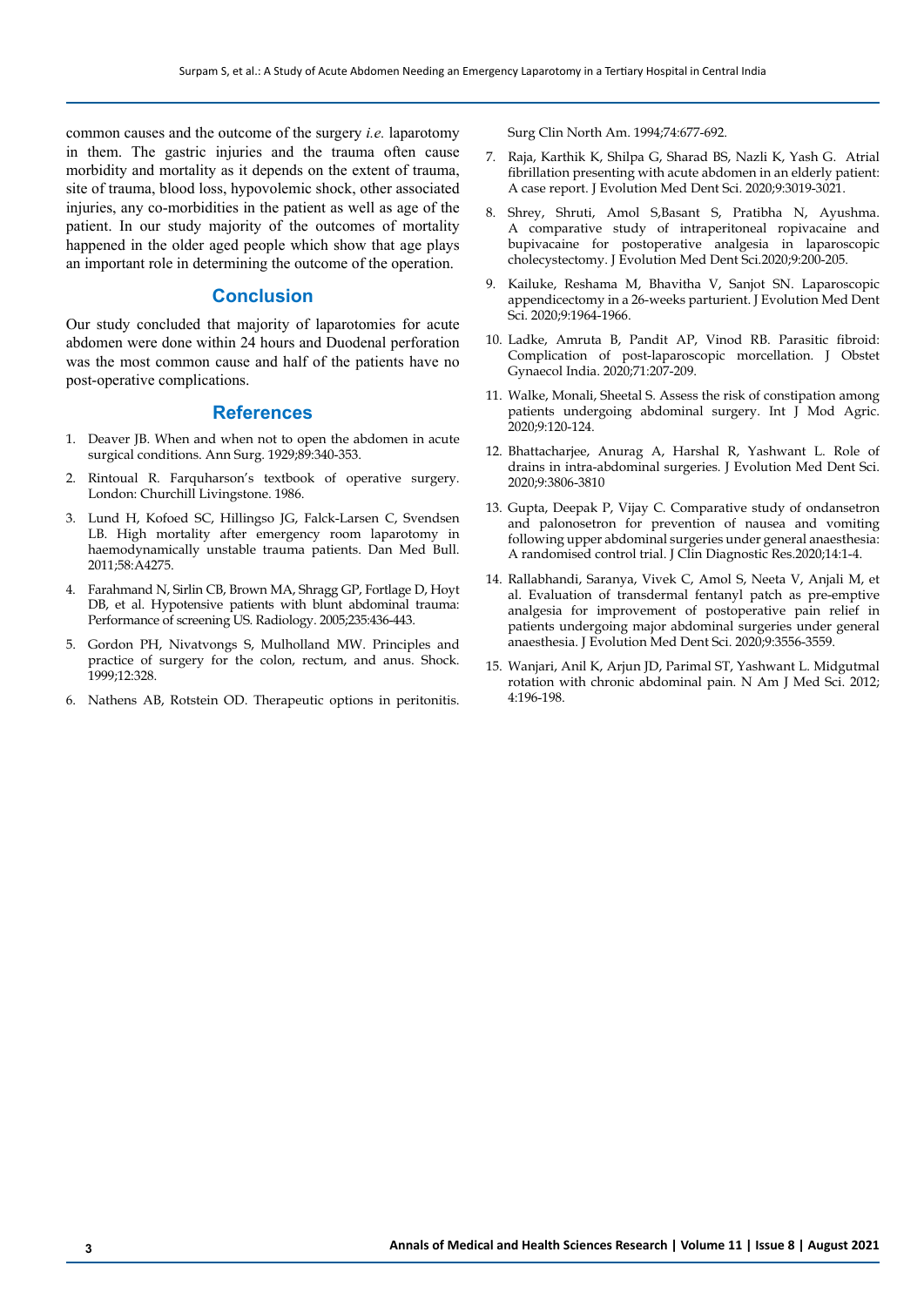common causes and the outcome of the surgery *i.e.* laparotomy in them. The gastric injuries and the trauma often cause morbidity and mortality as it depends on the extent of trauma, site of trauma, blood loss, hypovolemic shock, other associated injuries, any co-morbidities in the patient as well as age of the patient. In our study majority of the outcomes of mortality happened in the older aged people which show that age plays an important role in determining the outcome of the operation.

## Conclusion

Our study concluded that majority of laparotomies for acute abdomen were done within 24 hours and Duodenal perforation was the most common cause and half of the patients have no post-operative complications.

## References

1. Deaver JB. When and when not to open the abdomen in acute surgical conditions. Ann Surg. 1929;89:340-353.
2. Rintoual R. Farquharson's textbook of operative surgery. London: Churchill Livingstone. 1986.
3. Lund H, Kofoed SC, Hillingso JG, Falck-Larsen C, Svendsen LB. High mortality after emergency room laparotomy in haemodynamically unstable trauma patients. Dan Med Bull. 2011;58:A4275.
4. Farahmand N, Sirlin CB, Brown MA, Shragg GP, Fortlage D, Hoyt DB, et al. Hypotensive patients with blunt abdominal trauma: Performance of screening US. Radiology. 2005;235:436-443.
5. Gordon PH, Nivatvongs S, Mulholland MW. Principles and practice of surgery for the colon, rectum, and anus. Shock. 1999;12:328.
6. Nathens AB, Rotstein OD. Therapeutic options in peritonitis. Surg Clin North Am. 1994;74:677-692.
7. Raja, Karthik K, Shilpa G, Sharad BS, Nazli K, Yash G. Atrial fibrillation presenting with acute abdomen in an elderly patient: A case report. J Evolution Med Dent Sci. 2020;9:3019-3021.
8. Shrey, Shruti, Amol S,Basant S, Pratibha N, Ayushma. A comparative study of intraperitoneal ropivacaine and bupivacaine for postoperative analgesia in laparoscopic cholecystectomy. J Evolution Med Dent Sci.2020;9:200-205.
9. Kailuke, Reshama M, Bhavitha V, Sanjot SN. Laparoscopic appendicectomy in a 26-weeks parturient. J Evolution Med Dent Sci. 2020;9:1964-1966.
10. Ladke, Amruta B, Pandit AP, Vinod RB. Parasitic fibroid: Complication of post-laparoscopic morcellation. J Obstet Gynaecol India. 2020;71:207-209.
11. Walke, Monali, Sheetal S. Assess the risk of constipation among patients undergoing abdominal surgery. Int J Mod Agric. 2020;9:120-124.
12. Bhattacharjee, Anurag A, Harshal R, Yashwant L. Role of drains in intra-abdominal surgeries. J Evolution Med Dent Sci. 2020;9:3806-3810
13. Gupta, Deepak P, Vijay C. Comparative study of ondansetron and palonosetron for prevention of nausea and vomiting following upper abdominal surgeries under general anaesthesia: A randomised control trial. J Clin Diagnostic Res.2020;14:1-4.
14. Rallabhandi, Saranya, Vivek C, Amol S, Neeta V, Anjali M, et al. Evaluation of transdermal fentanyl patch as pre-emptive analgesia for improvement of postoperative pain relief in patients undergoing major abdominal surgeries under general anaesthesia. J Evolution Med Dent Sci. 2020;9:3556-3559.
15. Wanjari, Anil K, Arjun JD, Parimal ST, Yashwant L. Midgutmal rotation with chronic abdominal pain. N Am J Med Sci. 2012; 4:196-198.